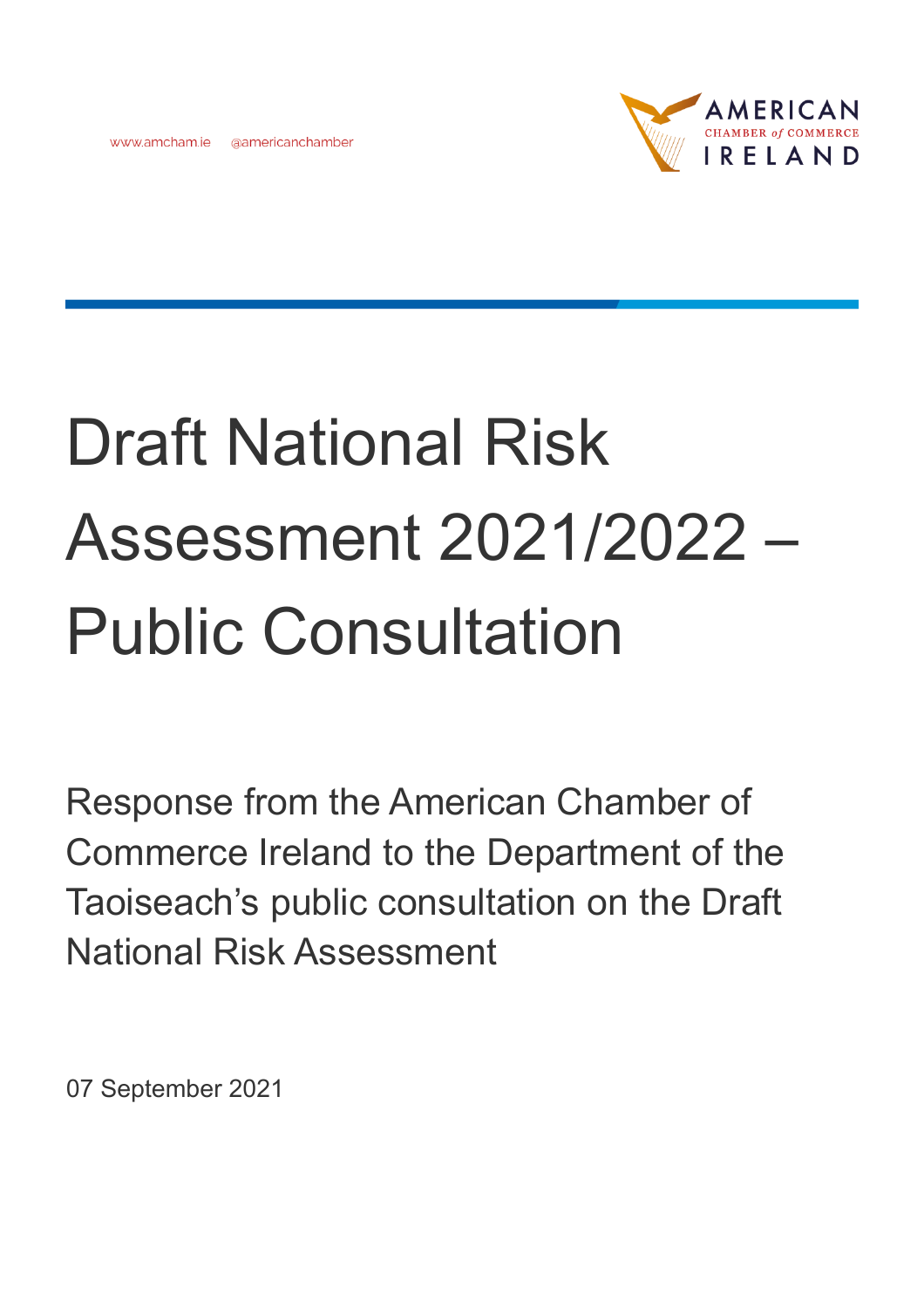www.amcham.ie @americanchamber

AMERICAN CHAMBER of COMMERCE IRELAND

# Draft National Risk Assessment 2021/2022 – Public Consultation

Response from the American Chamber of Commerce Ireland to the Department of the Taoiseach's public consultation on the Draft National Risk Assessment

07 September 2021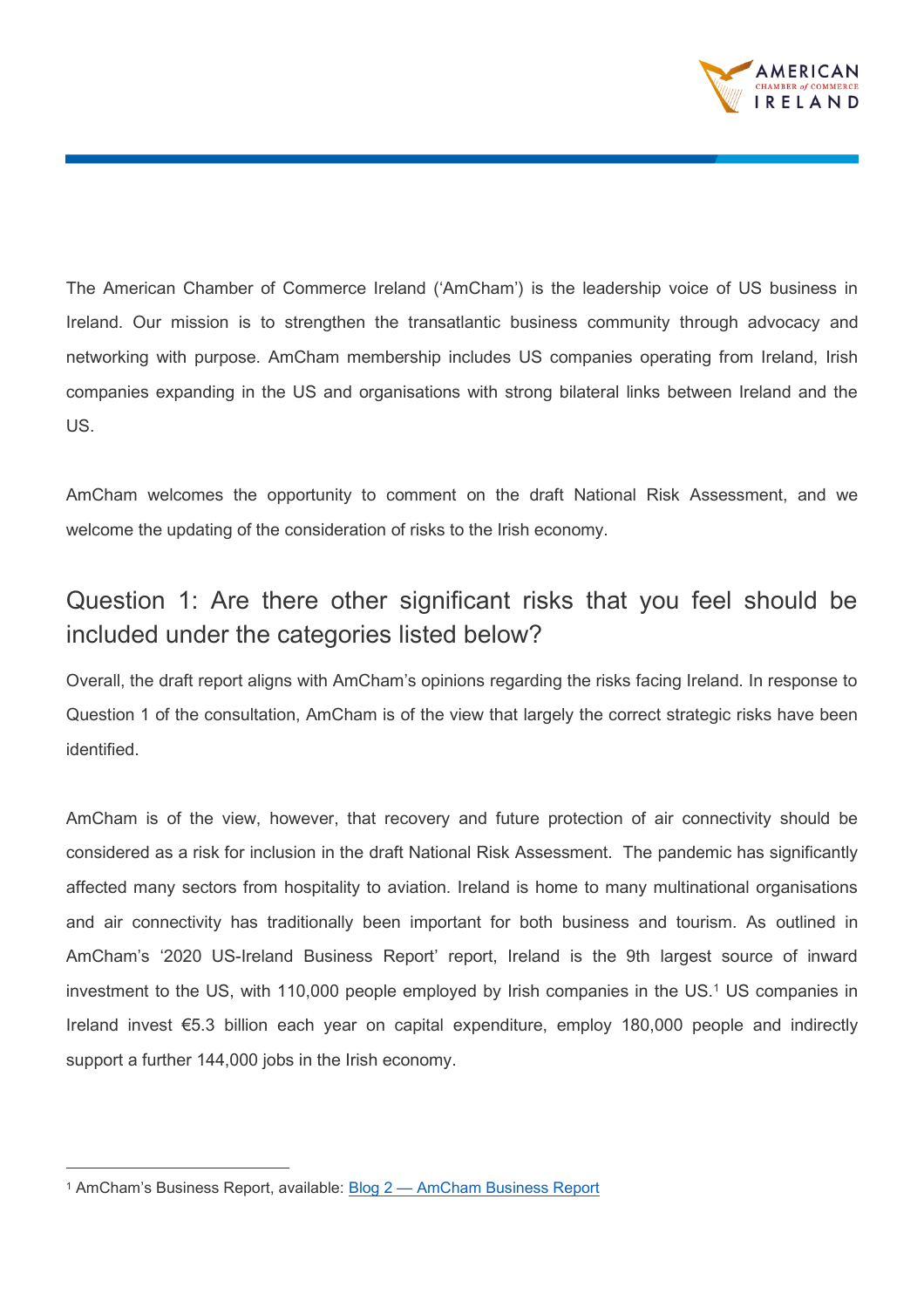The American Chamber of Commerce Ireland ('AmCham') is the leadership voice of US business in Ireland. Our mission is to strengthen the transatlantic business community through advocacy and networking with purpose. AmCham membership includes US companies operating from Ireland, Irish companies expanding in the US and organisations with strong bilateral links between Ireland and the US.

AmCham welcomes the opportunity to comment on the draft National Risk Assessment, and we welcome the updating of the consideration of risks to the Irish economy.

## Question 1: Are there other significant risks that you feel should be included under the categories listed below?

Overall, the draft report aligns with AmCham's opinions regarding the risks facing Ireland. In response to Question 1 of the consultation, AmCham is of the view that largely the correct strategic risks have been identified.

AmCham is of the view, however, that recovery and future protection of air connectivity should be considered as a risk for inclusion in the draft National Risk Assessment. The pandemic has significantly affected many sectors from hospitality to aviation. Ireland is home to many multinational organisations and air connectivity has traditionally been important for both business and tourism. As outlined in AmCham's '2020 US-Ireland Business Report' report, Ireland is the 9th largest source of inward investment to the US, with 110,000 people employed by Irish companies in the US.[1] US companies in Ireland invest €5.3 billion each year on capital expenditure, employ 180,000 people and indirectly support a further 144,000 jobs in the Irish economy.

---

[1] AmCham's Business Report, available: [Blog 2 — AmCham Business Report]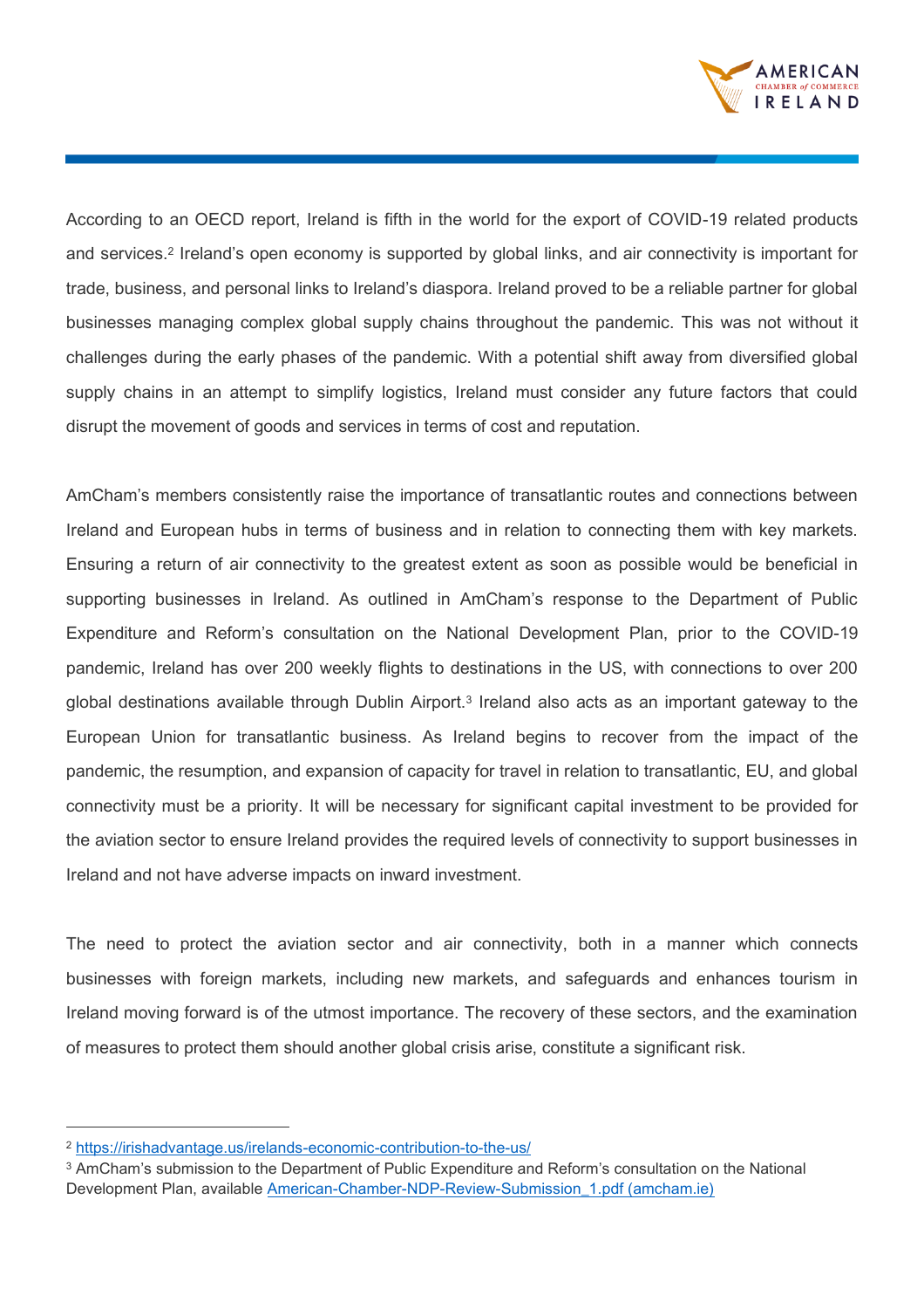According to an OECD report, Ireland is fifth in the world for the export of COVID-19 related products and services.[2] Ireland's open economy is supported by global links, and air connectivity is important for trade, business, and personal links to Ireland's diaspora. Ireland proved to be a reliable partner for global businesses managing complex global supply chains throughout the pandemic. This was not without it challenges during the early phases of the pandemic. With a potential shift away from diversified global supply chains in an attempt to simplify logistics, Ireland must consider any future factors that could disrupt the movement of goods and services in terms of cost and reputation.

AmCham's members consistently raise the importance of transatlantic routes and connections between Ireland and European hubs in terms of business and in relation to connecting them with key markets. Ensuring a return of air connectivity to the greatest extent as soon as possible would be beneficial in supporting businesses in Ireland. As outlined in AmCham's response to the Department of Public Expenditure and Reform's consultation on the National Development Plan, prior to the COVID-19 pandemic, Ireland has over 200 weekly flights to destinations in the US, with connections to over 200 global destinations available through Dublin Airport.[3] Ireland also acts as an important gateway to the European Union for transatlantic business. As Ireland begins to recover from the impact of the pandemic, the resumption, and expansion of capacity for travel in relation to transatlantic, EU, and global connectivity must be a priority. It will be necessary for significant capital investment to be provided for the aviation sector to ensure Ireland provides the required levels of connectivity to support businesses in Ireland and not have adverse impacts on inward investment.

The need to protect the aviation sector and air connectivity, both in a manner which connects businesses with foreign markets, including new markets, and safeguards and enhances tourism in Ireland moving forward is of the utmost importance. The recovery of these sectors, and the examination of measures to protect them should another global crisis arise, constitute a significant risk.

---

[2] https://irishadvantage.us/irelands-economic-contribution-to-the-us/

[3] AmCham's submission to the Department of Public Expenditure and Reform's consultation on the National Development Plan, available American-Chamber-NDP-Review-Submission_1.pdf (amcham.ie)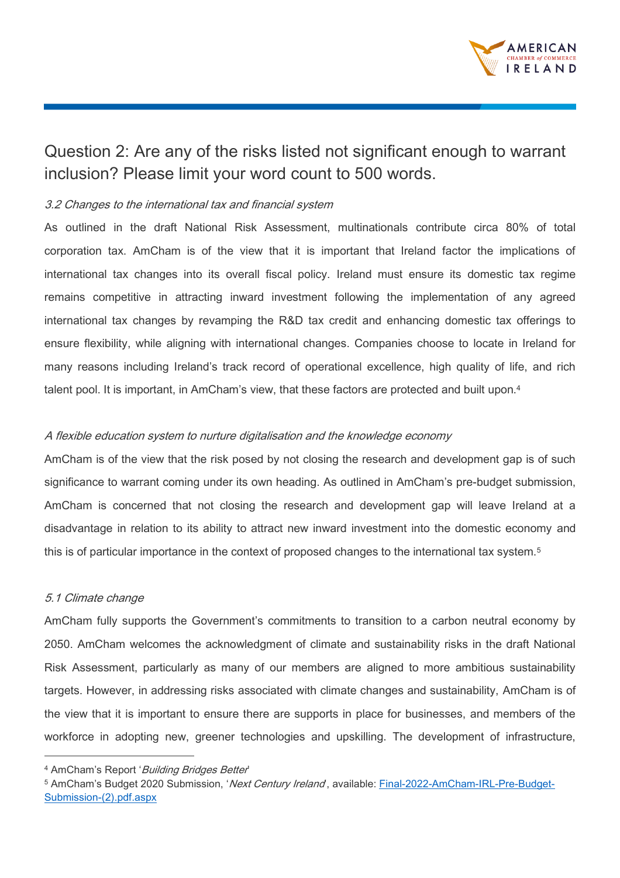## Question 2: Are any of the risks listed not significant enough to warrant inclusion? Please limit your word count to 500 words.

*3.2 Changes to the international tax and financial system*

As outlined in the draft National Risk Assessment, multinationals contribute circa 80% of total corporation tax. AmCham is of the view that it is important that Ireland factor the implications of international tax changes into its overall fiscal policy. Ireland must ensure its domestic tax regime remains competitive in attracting inward investment following the implementation of any agreed international tax changes by revamping the R&D tax credit and enhancing domestic tax offerings to ensure flexibility, while aligning with international changes. Companies choose to locate in Ireland for many reasons including Ireland's track record of operational excellence, high quality of life, and rich talent pool. It is important, in AmCham's view, that these factors are protected and built upon.[4]

*A flexible education system to nurture digitalisation and the knowledge economy*

AmCham is of the view that the risk posed by not closing the research and development gap is of such significance to warrant coming under its own heading. As outlined in AmCham's pre-budget submission, AmCham is concerned that not closing the research and development gap will leave Ireland at a disadvantage in relation to its ability to attract new inward investment into the domestic economy and this is of particular importance in the context of proposed changes to the international tax system.[5]

*5.1 Climate change*

AmCham fully supports the Government's commitments to transition to a carbon neutral economy by 2050. AmCham welcomes the acknowledgment of climate and sustainability risks in the draft National Risk Assessment, particularly as many of our members are aligned to more ambitious sustainability targets. However, in addressing risks associated with climate changes and sustainability, AmCham is of the view that it is important to ensure there are supports in place for businesses, and members of the workforce in adopting new, greener technologies and upskilling. The development of infrastructure,

---

[4] AmCham's Report '*Building Bridges Better*'

[5] AmCham's Budget 2020 Submission, '*Next Century Ireland*', available: [Final-2022-AmCham-IRL-Pre-Budget-Submission-(2).pdf.aspx](Final-2022-AmCham-IRL-Pre-Budget-Submission-(2).pdf.aspx)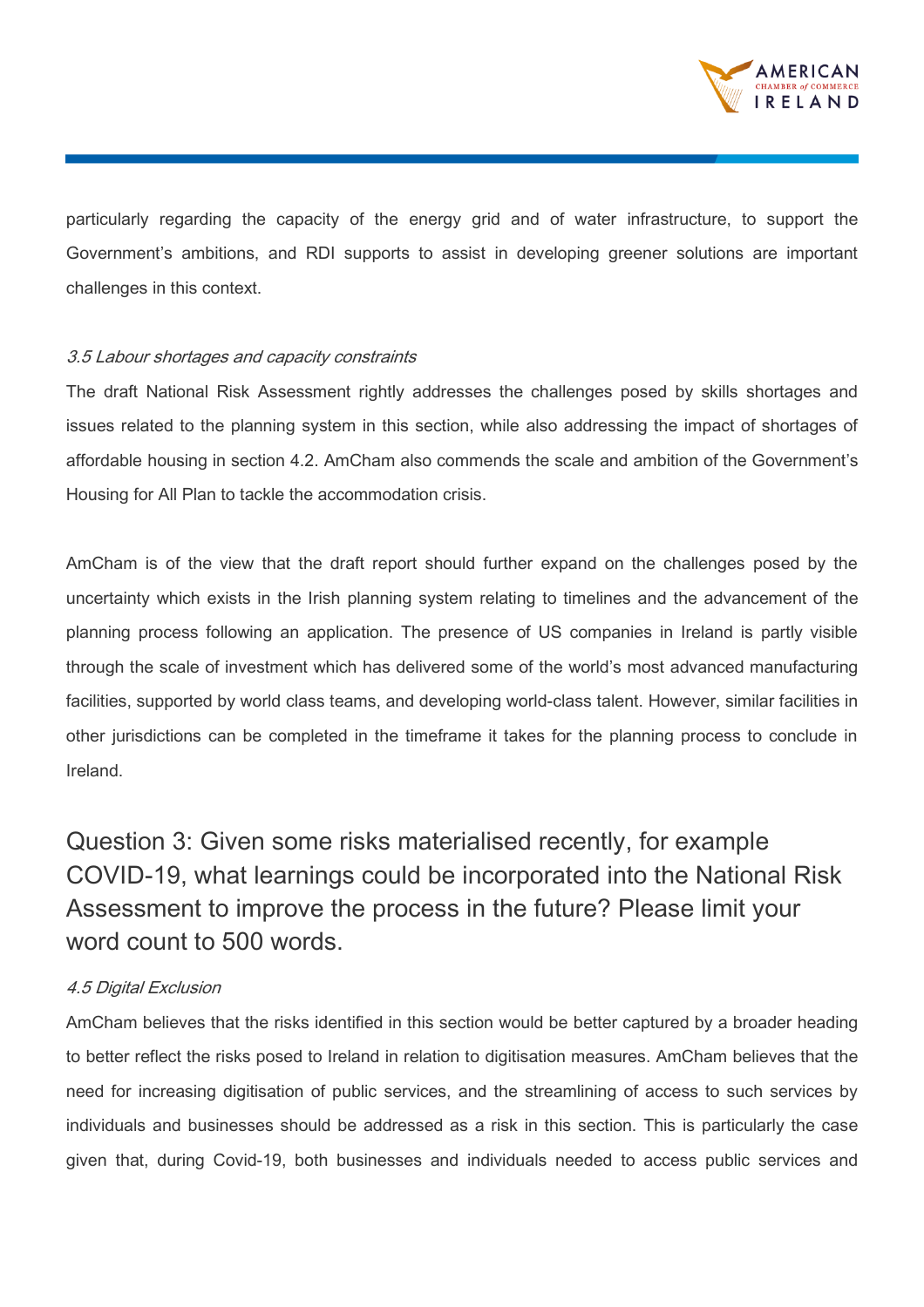particularly regarding the capacity of the energy grid and of water infrastructure, to support the Government's ambitions, and RDI supports to assist in developing greener solutions are important challenges in this context.

*3.5 Labour shortages and capacity constraints*

The draft National Risk Assessment rightly addresses the challenges posed by skills shortages and issues related to the planning system in this section, while also addressing the impact of shortages of affordable housing in section 4.2. AmCham also commends the scale and ambition of the Government's Housing for All Plan to tackle the accommodation crisis.

AmCham is of the view that the draft report should further expand on the challenges posed by the uncertainty which exists in the Irish planning system relating to timelines and the advancement of the planning process following an application. The presence of US companies in Ireland is partly visible through the scale of investment which has delivered some of the world's most advanced manufacturing facilities, supported by world class teams, and developing world-class talent. However, similar facilities in other jurisdictions can be completed in the timeframe it takes for the planning process to conclude in Ireland.

## Question 3: Given some risks materialised recently, for example COVID-19, what learnings could be incorporated into the National Risk Assessment to improve the process in the future? Please limit your word count to 500 words.

*4.5 Digital Exclusion*

AmCham believes that the risks identified in this section would be better captured by a broader heading to better reflect the risks posed to Ireland in relation to digitisation measures. AmCham believes that the need for increasing digitisation of public services, and the streamlining of access to such services by individuals and businesses should be addressed as a risk in this section. This is particularly the case given that, during Covid-19, both businesses and individuals needed to access public services and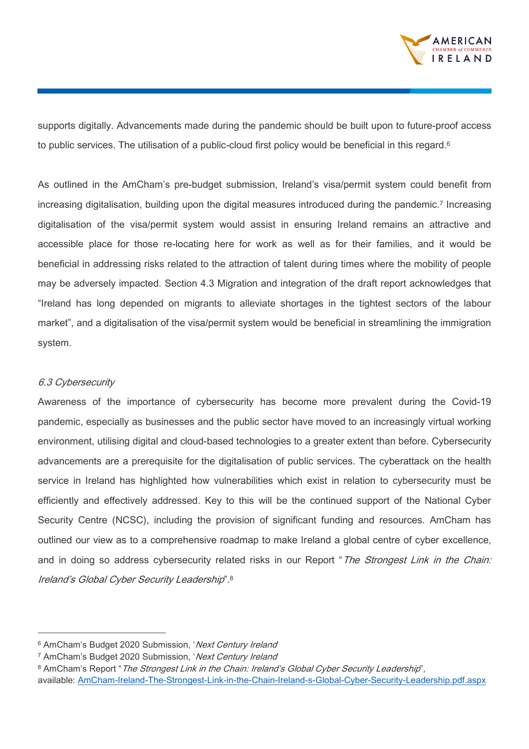supports digitally. Advancements made during the pandemic should be built upon to future-proof access to public services. The utilisation of a public-cloud first policy would be beneficial in this regard.[6]

As outlined in the AmCham's pre-budget submission, Ireland's visa/permit system could benefit from increasing digitalisation, building upon the digital measures introduced during the pandemic.[7] Increasing digitalisation of the visa/permit system would assist in ensuring Ireland remains an attractive and accessible place for those re-locating here for work as well as for their families, and it would be beneficial in addressing risks related to the attraction of talent during times where the mobility of people may be adversely impacted. Section 4.3 Migration and integration of the draft report acknowledges that "Ireland has long depended on migrants to alleviate shortages in the tightest sectors of the labour market", and a digitalisation of the visa/permit system would be beneficial in streamlining the immigration system.

### *6.3 Cybersecurity*

Awareness of the importance of cybersecurity has become more prevalent during the Covid-19 pandemic, especially as businesses and the public sector have moved to an increasingly virtual working environment, utilising digital and cloud-based technologies to a greater extent than before. Cybersecurity advancements are a prerequisite for the digitalisation of public services. The cyberattack on the health service in Ireland has highlighted how vulnerabilities which exist in relation to cybersecurity must be efficiently and effectively addressed. Key to this will be the continued support of the National Cyber Security Centre (NCSC), including the provision of significant funding and resources. AmCham has outlined our view as to a comprehensive roadmap to make Ireland a global centre of cyber excellence, and in doing so address cybersecurity related risks in our Report "*The Strongest Link in the Chain: Ireland's Global Cyber Security Leadership*".[8]

---

[6] AmCham's Budget 2020 Submission, '*Next Century Ireland*

[7] AmCham's Budget 2020 Submission, '*Next Century Ireland*

[8] AmCham's Report "*The Strongest Link in the Chain: Ireland's Global Cyber Security Leadership*", available: [AmCham-Ireland-The-Strongest-Link-in-the-Chain-Ireland-s-Global-Cyber-Security-Leadership.pdf.aspx](AmCham-Ireland-The-Strongest-Link-in-the-Chain-Ireland-s-Global-Cyber-Security-Leadership.pdf.aspx)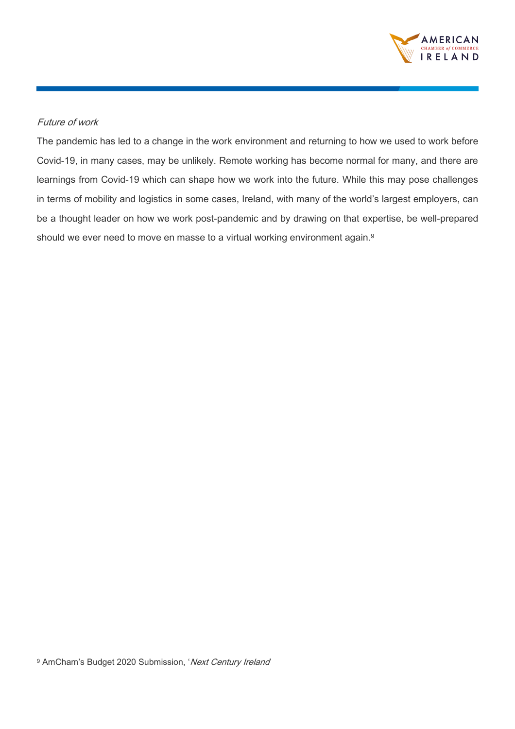*Future of work*

The pandemic has led to a change in the work environment and returning to how we used to work before Covid-19, in many cases, may be unlikely. Remote working has become normal for many, and there are learnings from Covid-19 which can shape how we work into the future. While this may pose challenges in terms of mobility and logistics in some cases, Ireland, with many of the world's largest employers, can be a thought leader on how we work post-pandemic and by drawing on that expertise, be well-prepared should we ever need to move en masse to a virtual working environment again.[9]

[9] AmCham's Budget 2020 Submission, '*Next Century Ireland*